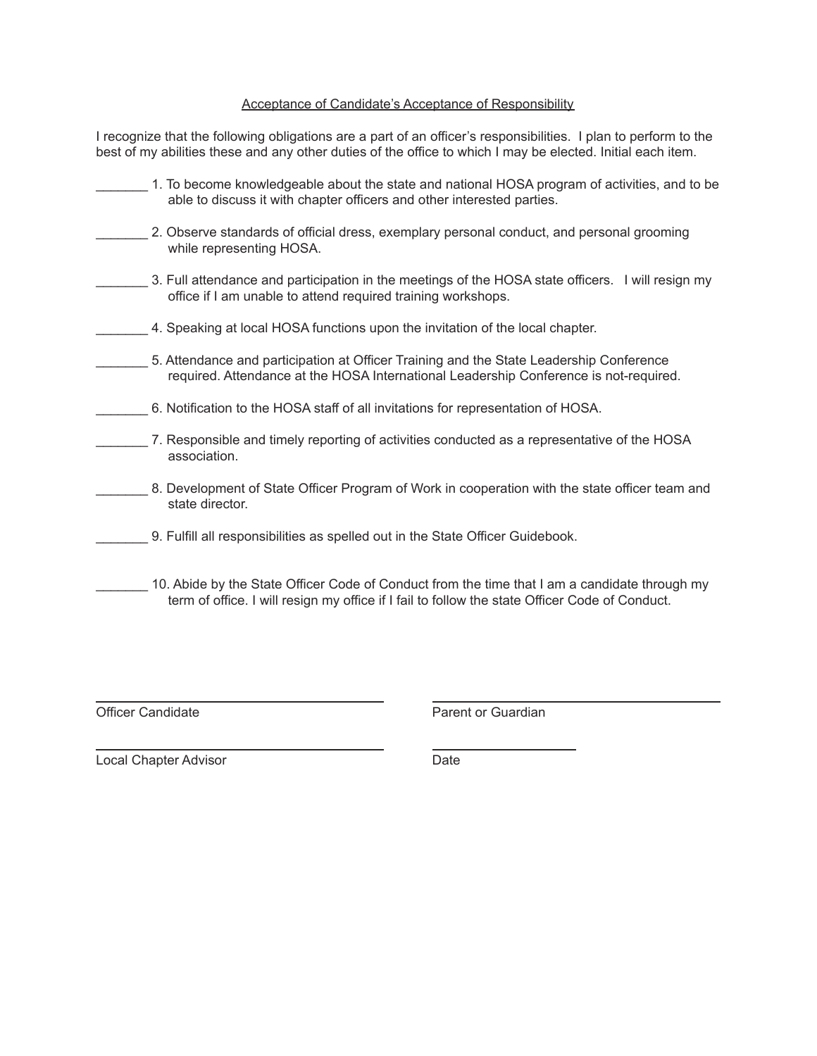<u>Acceptance of Candidate's Acceptance of Responsibility</u>

I recognize that the following obligations are a part of an officer's responsibilities. I plan to perform to the best of my abilities these and any other duties of the office to which I may be elected. Initial each item.

_______ 1. To become knowledgeable about the state and national HOSA program of activities, and to be able to discuss it with chapter officers and other interested parties.

_______ 2. Observe standards of official dress, exemplary personal conduct, and personal grooming while representing HOSA.

_______ 3. Full attendance and participation in the meetings of the HOSA state officers. I will resign my office if I am unable to attend required training workshops.

_______ 4. Speaking at local HOSA functions upon the invitation of the local chapter.

_______ 5. Attendance and participation at Officer Training and the State Leadership Conference required. Attendance at the HOSA International Leadership Conference is not-required.

_______ 6. Notification to the HOSA staff of all invitations for representation of HOSA.

_______ 7. Responsible and timely reporting of activities conducted as a representative of the HOSA association.

_______ 8. Development of State Officer Program of Work in cooperation with the state officer team and state director.

_______ 9. Fulfill all responsibilities as spelled out in the State Officer Guidebook.

_______ 10. Abide by the State Officer Code of Conduct from the time that I am a candidate through my term of office. I will resign my office if I fail to follow the state Officer Code of Conduct.

| | |
|---|---|
| ______________________________ | ______________________________ |
| Officer Candidate | Parent or Guardian |
| ______________________________ | _______________ |
| Local Chapter Advisor | Date |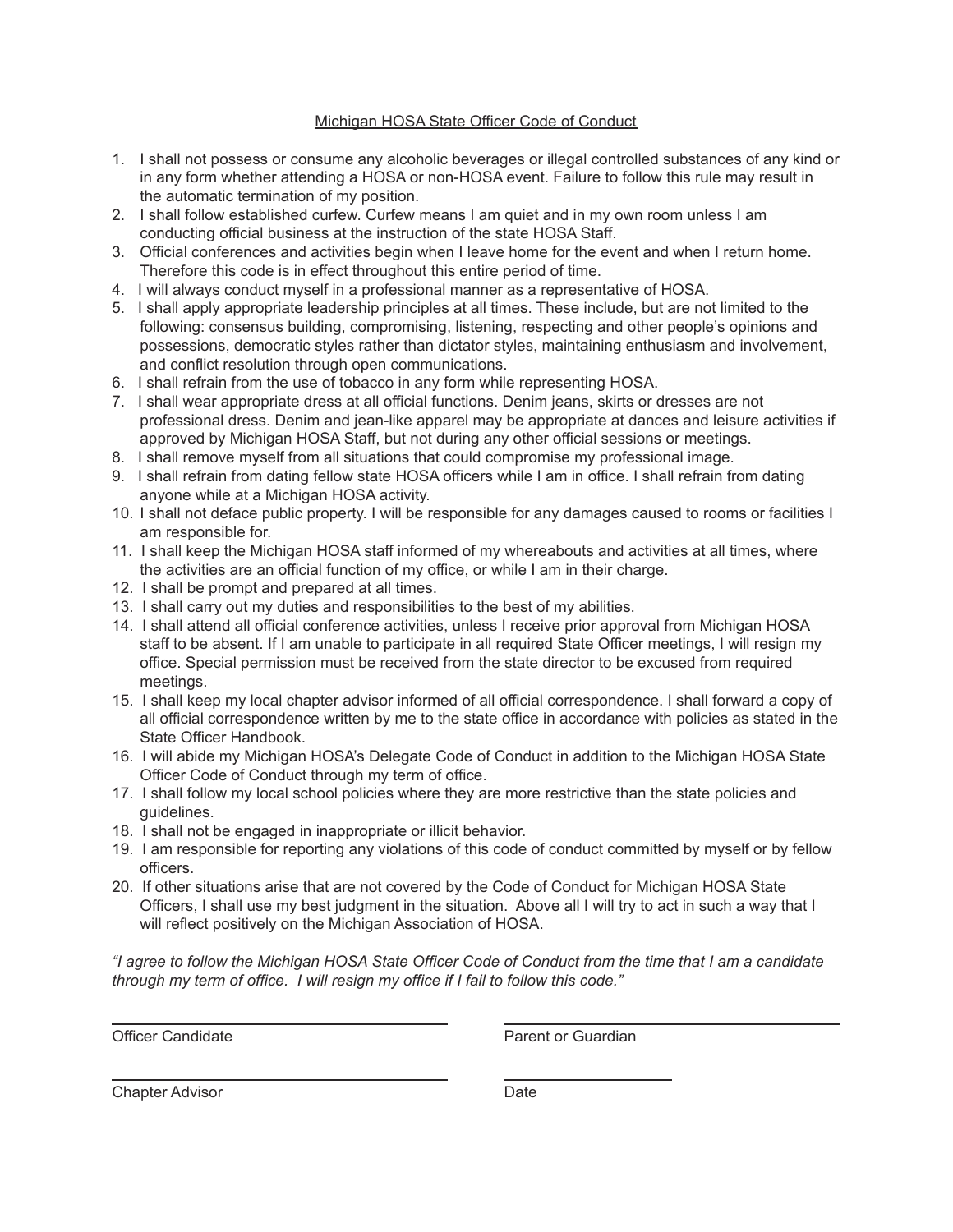# Michigan HOSA State Officer Code of Conduct

1. I shall not possess or consume any alcoholic beverages or illegal controlled substances of any kind or in any form whether attending a HOSA or non-HOSA event. Failure to follow this rule may result in the automatic termination of my position.
2. I shall follow established curfew. Curfew means I am quiet and in my own room unless I am conducting official business at the instruction of the state HOSA Staff.
3. Official conferences and activities begin when I leave home for the event and when I return home. Therefore this code is in effect throughout this entire period of time.
4. I will always conduct myself in a professional manner as a representative of HOSA.
5. I shall apply appropriate leadership principles at all times. These include, but are not limited to the following: consensus building, compromising, listening, respecting and other people's opinions and possessions, democratic styles rather than dictator styles, maintaining enthusiasm and involvement, and conflict resolution through open communications.
6. I shall refrain from the use of tobacco in any form while representing HOSA.
7. I shall wear appropriate dress at all official functions. Denim jeans, skirts or dresses are not professional dress. Denim and jean-like apparel may be appropriate at dances and leisure activities if approved by Michigan HOSA Staff, but not during any other official sessions or meetings.
8. I shall remove myself from all situations that could compromise my professional image.
9. I shall refrain from dating fellow state HOSA officers while I am in office. I shall refrain from dating anyone while at a Michigan HOSA activity.
10. I shall not deface public property. I will be responsible for any damages caused to rooms or facilities I am responsible for.
11. I shall keep the Michigan HOSA staff informed of my whereabouts and activities at all times, where the activities are an official function of my office, or while I am in their charge.
12. I shall be prompt and prepared at all times.
13. I shall carry out my duties and responsibilities to the best of my abilities.
14. I shall attend all official conference activities, unless I receive prior approval from Michigan HOSA staff to be absent. If I am unable to participate in all required State Officer meetings, I will resign my office. Special permission must be received from the state director to be excused from required meetings.
15. I shall keep my local chapter advisor informed of all official correspondence. I shall forward a copy of all official correspondence written by me to the state office in accordance with policies as stated in the State Officer Handbook.
16. I will abide my Michigan HOSA's Delegate Code of Conduct in addition to the Michigan HOSA State Officer Code of Conduct through my term of office.
17. I shall follow my local school policies where they are more restrictive than the state policies and guidelines.
18. I shall not be engaged in inappropriate or illicit behavior.
19. I am responsible for reporting any violations of this code of conduct committed by myself or by fellow officers.
20. If other situations arise that are not covered by the Code of Conduct for Michigan HOSA State Officers, I shall use my best judgment in the situation. Above all I will try to act in such a way that I will reflect positively on the Michigan Association of HOSA.

*"I agree to follow the Michigan HOSA State Officer Code of Conduct from the time that I am a candidate through my term of office. I will resign my office if I fail to follow this code."*

\_\_\_\_\_\_\_\_\_\_\_\_\_\_\_\_\_\_\_\_\_\_\_\_\_\_\_\_\_\_\_\_ \_\_\_\_\_\_\_\_\_\_\_\_\_\_\_\_\_\_\_\_\_\_\_\_\_\_\_\_\_\_\_\_

Officer Candidate Parent or Guardian

\_\_\_\_\_\_\_\_\_\_\_\_\_\_\_\_\_\_\_\_\_\_\_\_\_\_\_\_\_\_\_\_ \_\_\_\_\_\_\_\_\_\_\_\_\_\_\_\_

Chapter Advisor Date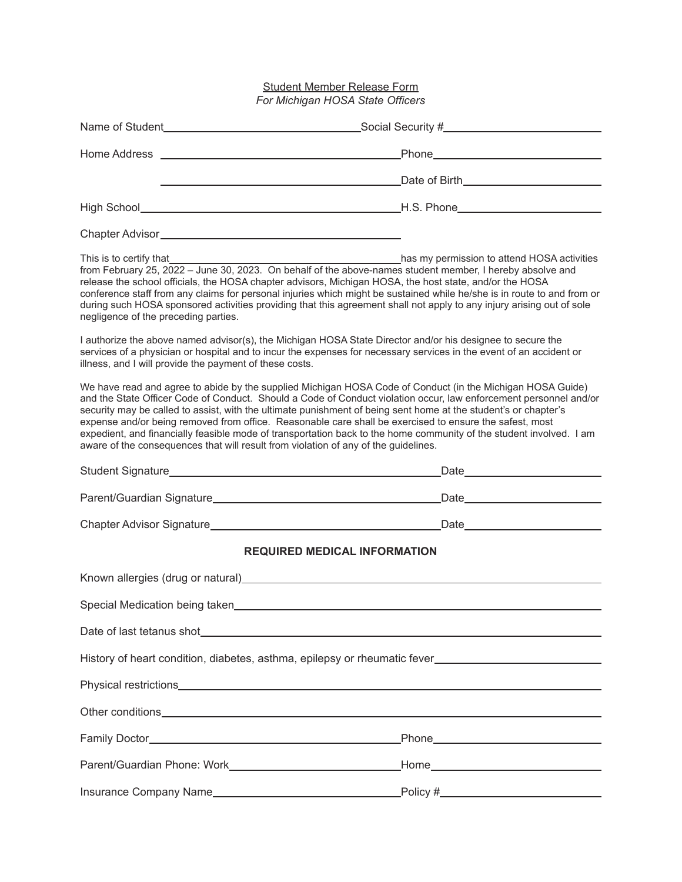<u>Student Member Release Form</u>

*For Michigan HOSA State Officers*

Name of Student\_\_\_\_\_\_\_\_\_\_\_\_\_\_\_\_\_\_\_\_\_\_\_\_\_\_\_\_\_\_ Social Security #\_\_\_\_\_\_\_\_\_\_\_\_\_\_\_\_\_\_\_\_\_\_\_\_

Home Address \_\_\_\_\_\_\_\_\_\_\_\_\_\_\_\_\_\_\_\_\_\_\_\_\_\_\_\_\_\_\_\_\_\_\_\_ Phone\_\_\_\_\_\_\_\_\_\_\_\_\_\_\_\_\_\_\_\_\_\_\_\_\_\_

\_\_\_\_\_\_\_\_\_\_\_\_\_\_\_\_\_\_\_\_\_\_\_\_\_\_\_\_\_\_\_\_\_\_\_\_ Date of Birth\_\_\_\_\_\_\_\_\_\_\_\_\_\_\_\_\_\_\_\_\_\_

High School\_\_\_\_\_\_\_\_\_\_\_\_\_\_\_\_\_\_\_\_\_\_\_\_\_\_\_\_\_\_\_\_\_\_\_\_\_\_\_\_ H.S. Phone\_\_\_\_\_\_\_\_\_\_\_\_\_\_\_\_\_\_\_\_\_\_\_

Chapter Advisor\_\_\_\_\_\_\_\_\_\_\_\_\_\_\_\_\_\_\_\_\_\_\_\_\_\_\_\_\_\_\_\_\_\_\_\_

This is to certify that\_\_\_\_\_\_\_\_\_\_\_\_\_\_\_\_\_\_\_\_\_\_\_\_\_\_\_\_\_\_\_\_\_\_\_\_has my permission to attend HOSA activities from February 25, 2022 – June 30, 2023. On behalf of the above-names student member, I hereby absolve and release the school officials, the HOSA chapter advisors, Michigan HOSA, the host state, and/or the HOSA conference staff from any claims for personal injuries which might be sustained while he/she is in route to and from or during such HOSA sponsored activities providing that this agreement shall not apply to any injury arising out of sole negligence of the preceding parties.

I authorize the above named advisor(s), the Michigan HOSA State Director and/or his designee to secure the services of a physician or hospital and to incur the expenses for necessary services in the event of an accident or illness, and I will provide the payment of these costs.

We have read and agree to abide by the supplied Michigan HOSA Code of Conduct (in the Michigan HOSA Guide) and the State Officer Code of Conduct. Should a Code of Conduct violation occur, law enforcement personnel and/or security may be called to assist, with the ultimate punishment of being sent home at the student's or chapter's expense and/or being removed from office. Reasonable care shall be exercised to ensure the safest, most expedient, and financially feasible mode of transportation back to the home community of the student involved. I am aware of the consequences that will result from violation of any of the guidelines.

Student Signature\_\_\_\_\_\_\_\_\_\_\_\_\_\_\_\_\_\_\_\_\_\_\_\_\_\_\_\_\_\_\_\_\_\_\_\_\_\_\_\_\_\_ Date\_\_\_\_\_\_\_\_\_\_\_\_\_\_\_\_\_\_\_\_\_\_

Parent/Guardian Signature\_\_\_\_\_\_\_\_\_\_\_\_\_\_\_\_\_\_\_\_\_\_\_\_\_\_\_\_\_\_\_\_\_\_\_ Date\_\_\_\_\_\_\_\_\_\_\_\_\_\_\_\_\_\_\_\_\_\_

Chapter Advisor Signature\_\_\_\_\_\_\_\_\_\_\_\_\_\_\_\_\_\_\_\_\_\_\_\_\_\_\_\_\_\_\_\_\_\_\_ Date\_\_\_\_\_\_\_\_\_\_\_\_\_\_\_\_\_\_\_\_\_\_

## REQUIRED MEDICAL INFORMATION

Known allergies (drug or natural)\_\_\_\_\_\_\_\_\_\_\_\_\_\_\_\_\_\_\_\_\_\_\_\_\_\_\_\_\_\_\_\_\_\_\_\_\_\_\_\_\_\_\_\_\_\_\_\_\_\_\_\_\_\_

Special Medication being taken\_\_\_\_\_\_\_\_\_\_\_\_\_\_\_\_\_\_\_\_\_\_\_\_\_\_\_\_\_\_\_\_\_\_\_\_\_\_\_\_\_\_\_\_\_\_\_\_\_\_\_\_\_\_\_\_

Date of last tetanus shot\_\_\_\_\_\_\_\_\_\_\_\_\_\_\_\_\_\_\_\_\_\_\_\_\_\_\_\_\_\_\_\_\_\_\_\_\_\_\_\_\_\_\_\_\_\_\_\_\_\_\_\_\_\_\_\_\_\_\_\_

History of heart condition, diabetes, asthma, epilepsy or rheumatic fever\_\_\_\_\_\_\_\_\_\_\_\_\_\_\_\_\_\_\_\_\_\_\_\_\_\_

Physical restrictions\_\_\_\_\_\_\_\_\_\_\_\_\_\_\_\_\_\_\_\_\_\_\_\_\_\_\_\_\_\_\_\_\_\_\_\_\_\_\_\_\_\_\_\_\_\_\_\_\_\_\_\_\_\_\_\_\_\_\_\_\_\_\_\_

Other conditions\_\_\_\_\_\_\_\_\_\_\_\_\_\_\_\_\_\_\_\_\_\_\_\_\_\_\_\_\_\_\_\_\_\_\_\_\_\_\_\_\_\_\_\_\_\_\_\_\_\_\_\_\_\_\_\_\_\_\_\_\_\_\_\_\_\_\_

Family Doctor\_\_\_\_\_\_\_\_\_\_\_\_\_\_\_\_\_\_\_\_\_\_\_\_\_\_\_\_\_\_\_\_\_\_\_\_\_\_\_\_\_\_ Phone\_\_\_\_\_\_\_\_\_\_\_\_\_\_\_\_\_\_\_\_\_\_\_\_\_\_

Parent/Guardian Phone: Work\_\_\_\_\_\_\_\_\_\_\_\_\_\_\_\_\_\_\_\_\_\_\_\_\_\_\_\_ Home\_\_\_\_\_\_\_\_\_\_\_\_\_\_\_\_\_\_\_\_\_\_\_\_\_\_\_

Insurance Company Name\_\_\_\_\_\_\_\_\_\_\_\_\_\_\_\_\_\_\_\_\_\_\_\_\_\_\_\_\_\_\_ Policy #\_\_\_\_\_\_\_\_\_\_\_\_\_\_\_\_\_\_\_\_\_\_\_\_\_\_